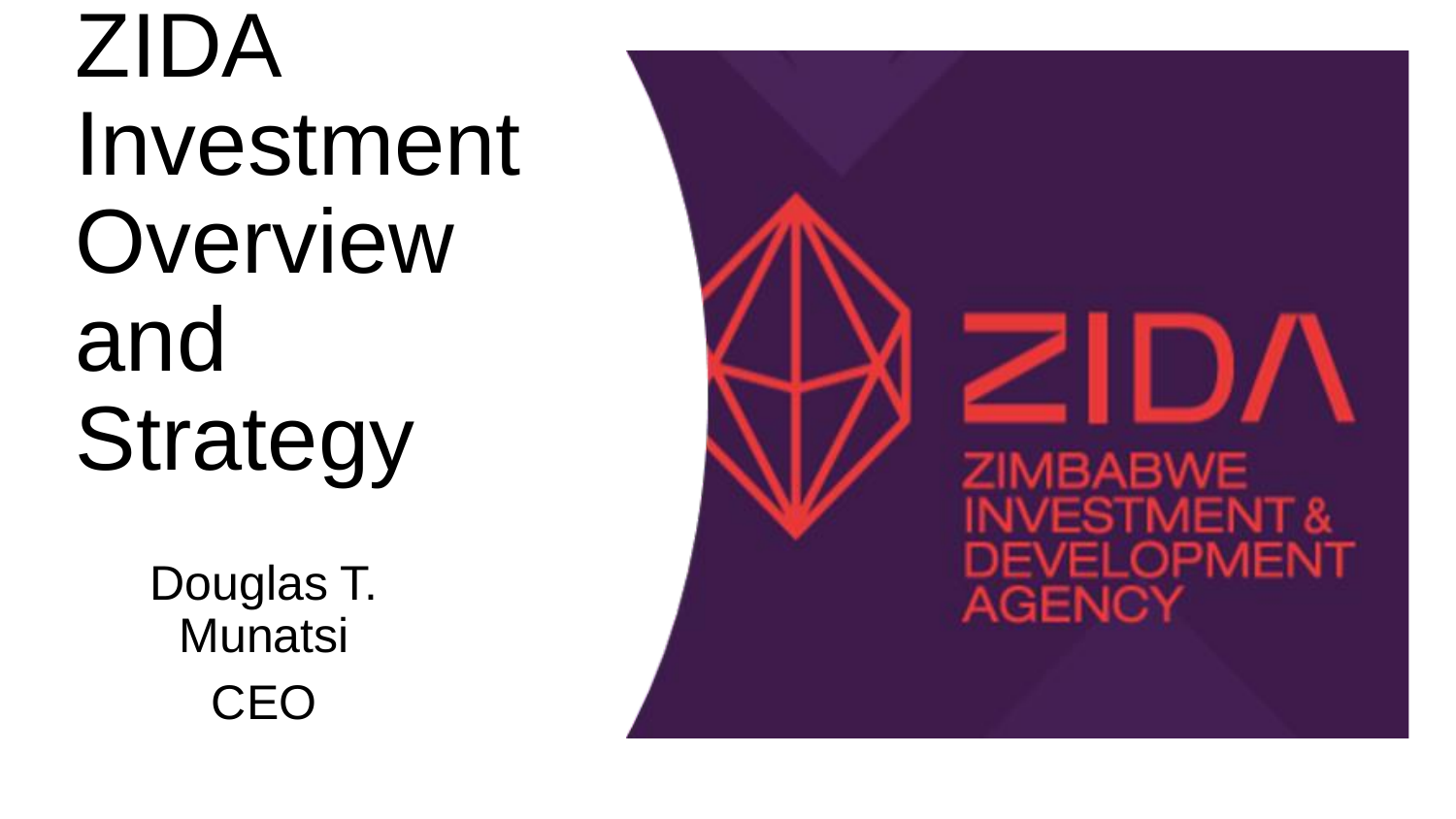# ZIDA Investment Overview and Strategy

Douglas T. Munatsi

CEO

ZIDA

ZIMBABWE INVESTMENT & DEVELOPMENT AGENCY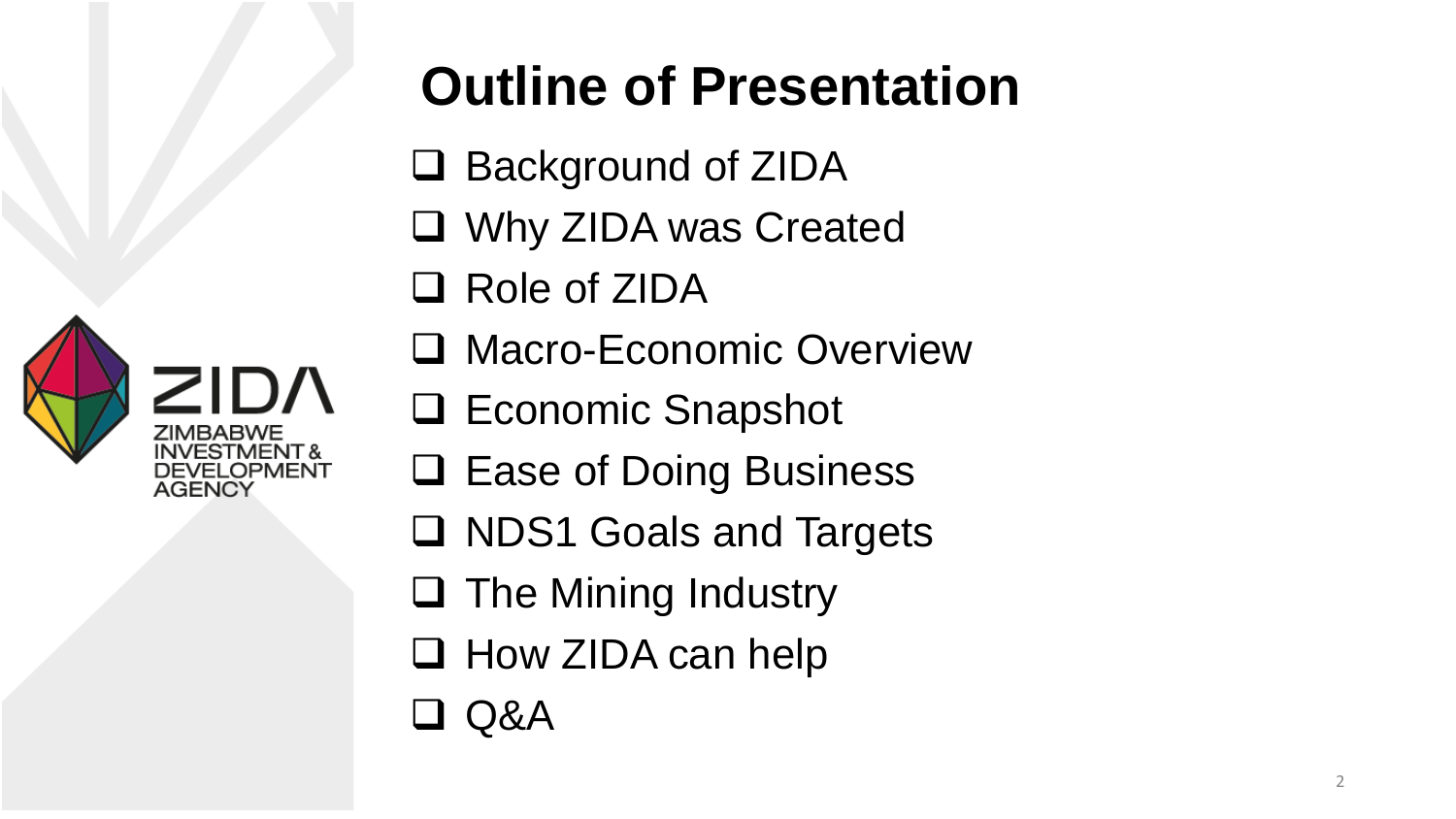# Outline of Presentation

- Background of ZIDA
- Why ZIDA was Created
- Role of ZIDA
- Macro-Economic Overview
- Economic Snapshot
- Ease of Doing Business
- NDS1 Goals and Targets
- The Mining Industry
- How ZIDA can help
- Q&A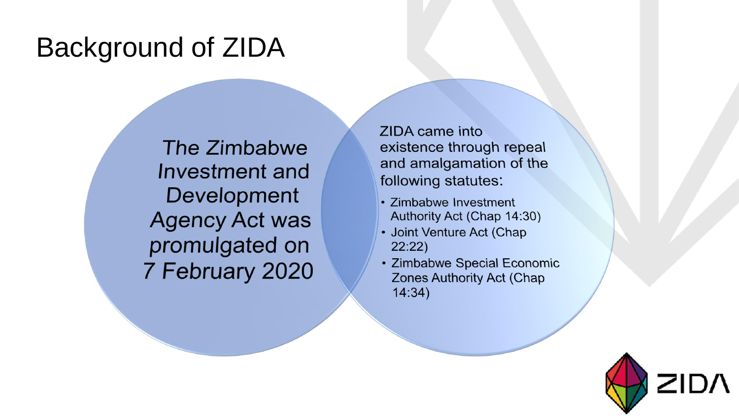# Background of ZIDA

*The Zimbabwe Investment and Development Agency Act was promulgated on 7 February 2020*

ZIDA came into existence through repeal and amalgamation of the following statutes:

- Zimbabwe Investment Authority Act (Chap 14:30)
- Joint Venture Act (Chap 22:22)
- Zimbabwe Special Economic Zones Authority Act (Chap 14:34)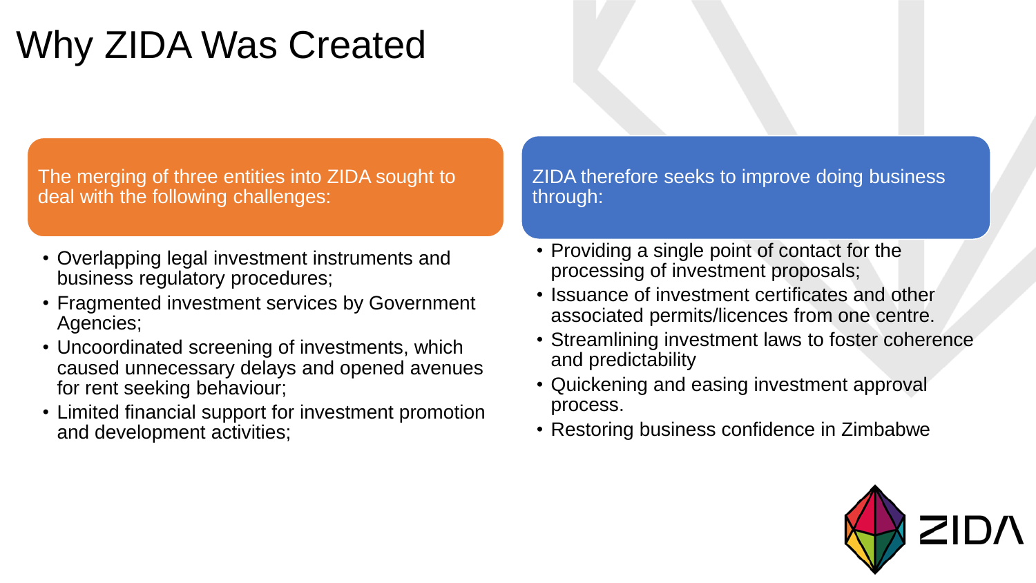# Why ZIDA Was Created

The merging of three entities into ZIDA sought to deal with the following challenges:

- Overlapping legal investment instruments and business regulatory procedures;
- Fragmented investment services by Government Agencies;
- Uncoordinated screening of investments, which caused unnecessary delays and opened avenues for rent seeking behaviour;
- Limited financial support for investment promotion and development activities;

ZIDA therefore seeks to improve doing business through:

- Providing a single point of contact for the processing of investment proposals;
- Issuance of investment certificates and other associated permits/licences from one centre.
- Streamlining investment laws to foster coherence and predictability
- Quickening and easing investment approval process.
- Restoring business confidence in Zimbabwe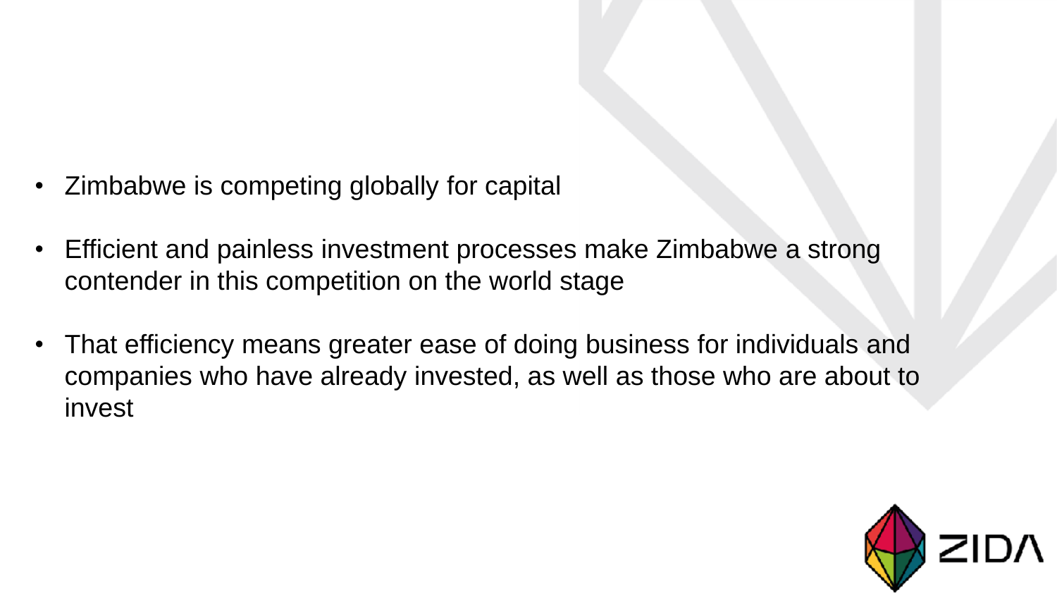- Zimbabwe is competing globally for capital
- Efficient and painless investment processes make Zimbabwe a strong contender in this competition on the world stage
- That efficiency means greater ease of doing business for individuals and companies who have already invested, as well as those who are about to invest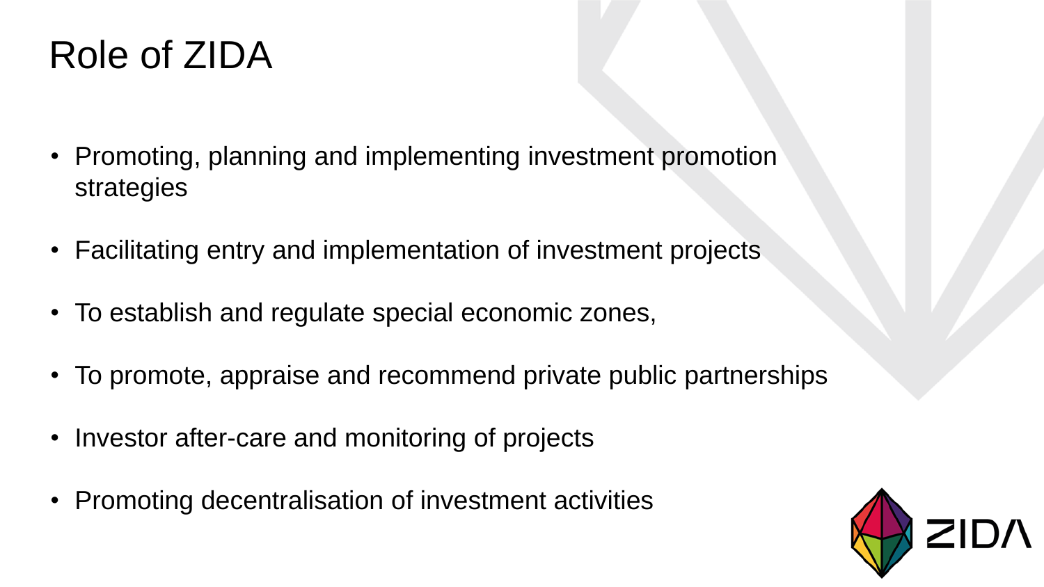# Role of ZIDA

- Promoting, planning and implementing investment promotion strategies
- Facilitating entry and implementation of investment projects
- To establish and regulate special economic zones,
- To promote, appraise and recommend private public partnerships
- Investor after-care and monitoring of projects
- Promoting decentralisation of investment activities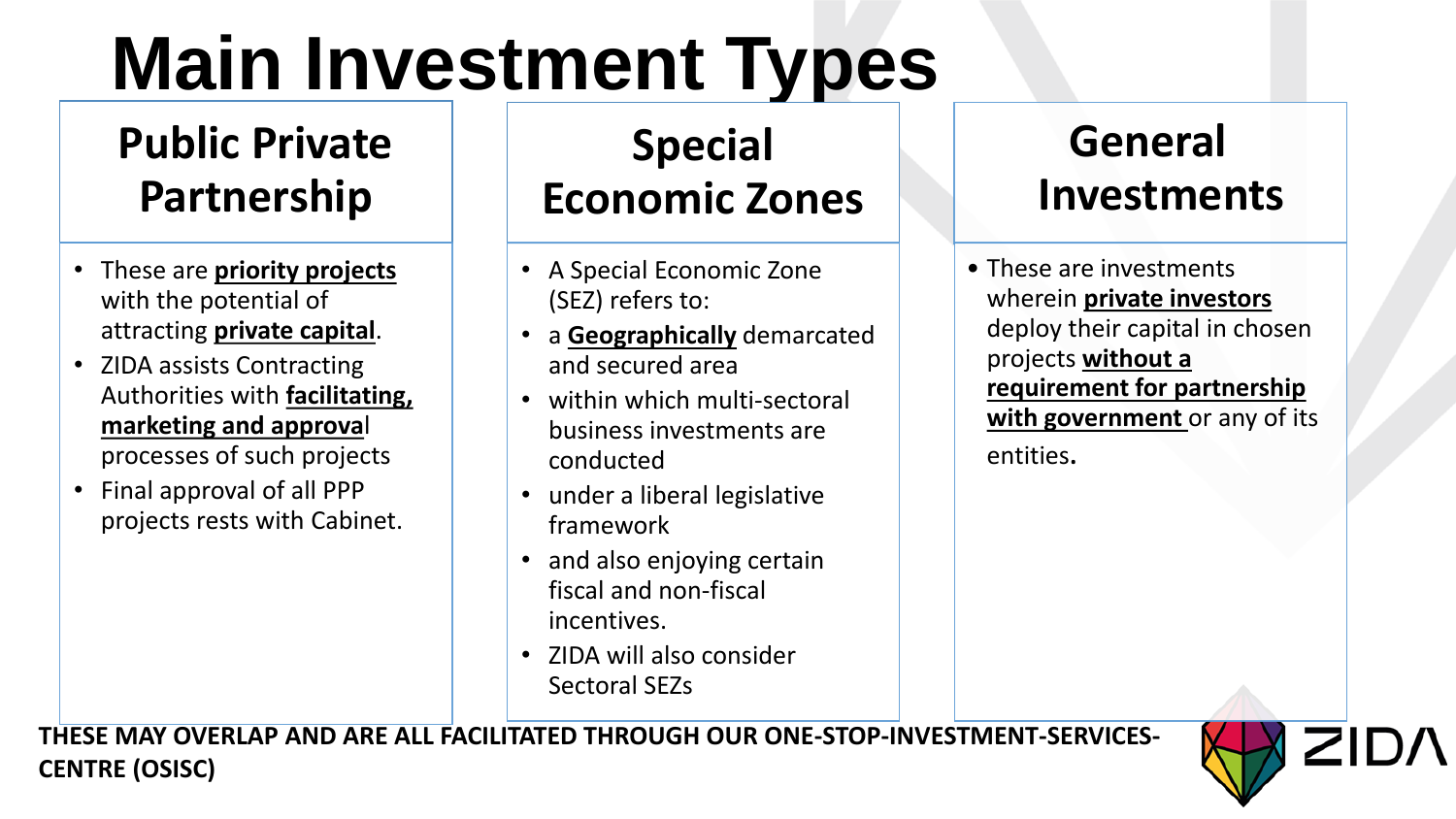# Main Investment Types

## Public Private Partnership

- These are **priority projects** with the potential of attracting **private capital**.
- ZIDA assists Contracting Authorities with **facilitating, marketing and approval** processes of such projects
- Final approval of all PPP projects rests with Cabinet.

## Special Economic Zones

- A Special Economic Zone (SEZ) refers to:
- a **Geographically** demarcated and secured area
- within which multi-sectoral business investments are conducted
- under a liberal legislative framework
- and also enjoying certain fiscal and non-fiscal incentives.
- ZIDA will also consider Sectoral SEZs

## General Investments

- These are investments wherein **private investors** deploy their capital in chosen projects **without a requirement for partnership with government** or any of its entities.

**THESE MAY OVERLAP AND ARE ALL FACILITATED THROUGH OUR ONE-STOP-INVESTMENT-SERVICES-CENTRE (OSISC)**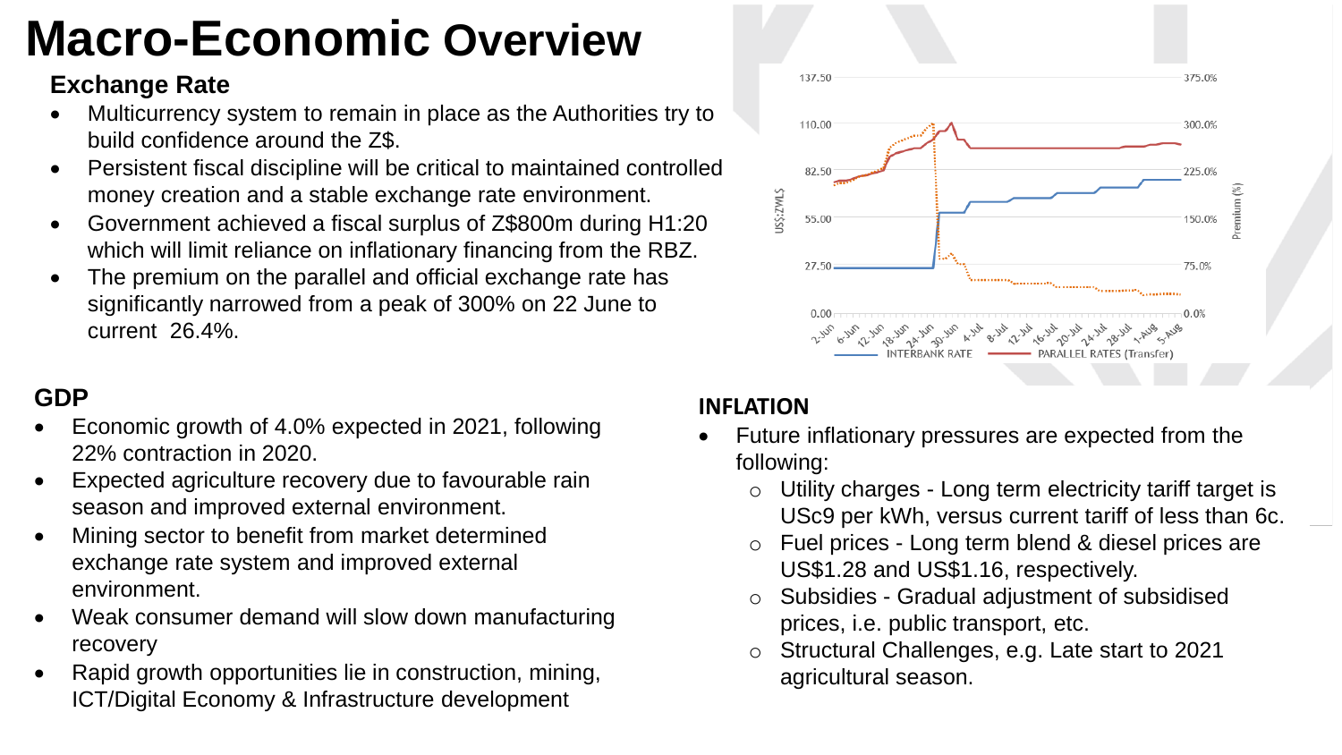# Macro-Economic Overview

## Exchange Rate

- Multicurrency system to remain in place as the Authorities try to build confidence around the Z$.
- Persistent fiscal discipline will be critical to maintained controlled money creation and a stable exchange rate environment.
- Government achieved a fiscal surplus of Z$800m during H1:20 which will limit reliance on inflationary financing from the RBZ.
- The premium on the parallel and official exchange rate has significantly narrowed from a peak of 300% on 22 June to current 26.4%.

## GDP

- Economic growth of 4.0% expected in 2021, following 22% contraction in 2020.
- Expected agriculture recovery due to favourable rain season and improved external environment.
- Mining sector to benefit from market determined exchange rate system and improved external environment.
- Weak consumer demand will slow down manufacturing recovery
- Rapid growth opportunities lie in construction, mining, ICT/Digital Economy & Infrastructure development

## INFLATION

- Future inflationary pressures are expected from the following:
  - Utility charges - Long term electricity tariff target is USc9 per kWh, versus current tariff of less than 6c.
  - Fuel prices - Long term blend & diesel prices are US$1.28 and US$1.16, respectively.
  - Subsidies - Gradual adjustment of subsidised prices, i.e. public transport, etc.
  - Structural Challenges, e.g. Late start to 2021 agricultural season.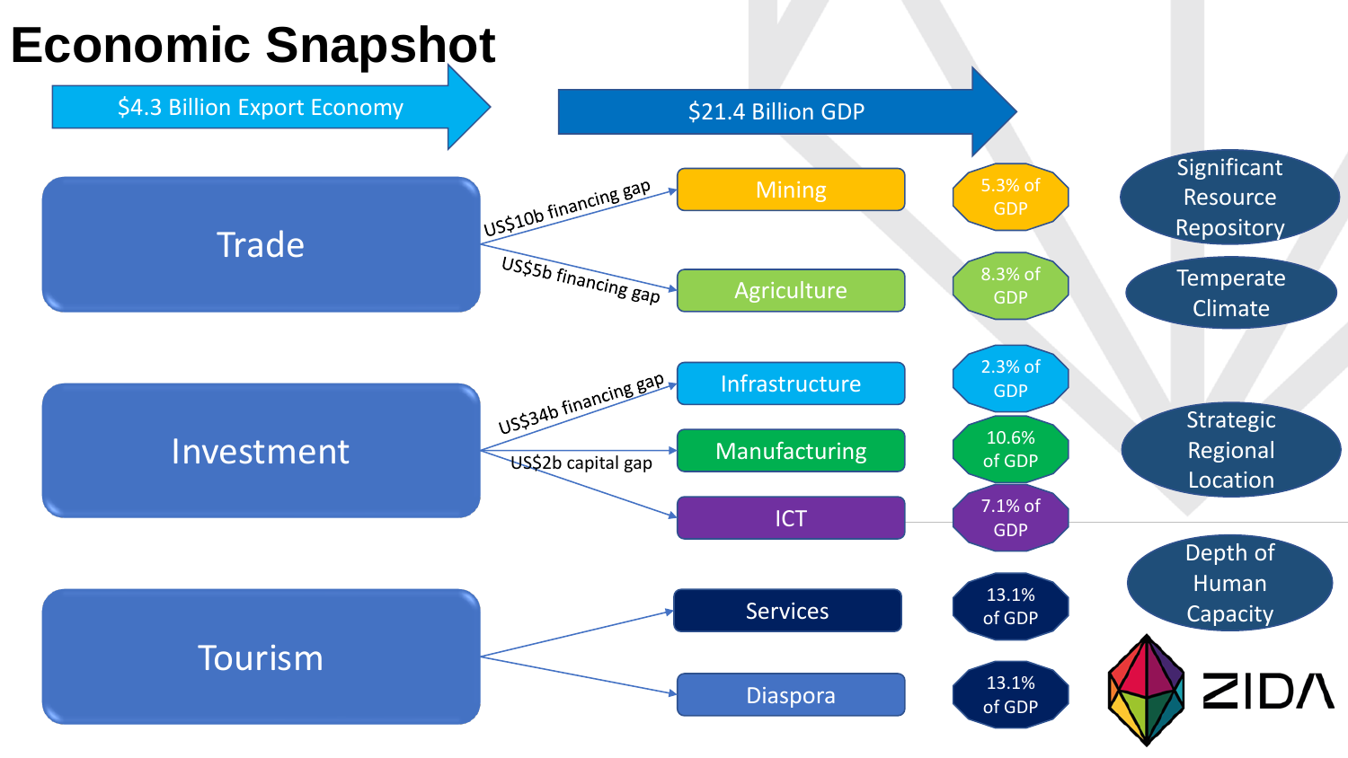# Economic Snapshot

**$4.3 Billion Export Economy** → **$21.4 Billion GDP**

## Trade

- US$10b financing gap → Mining — 5.3% of GDP
- US$5b financing gap → Agriculture — 8.3% of GDP

## Investment

- US$34b financing gap → Infrastructure — 2.3% of GDP
- US$2b capital gap → Manufacturing — 10.6% of GDP
- ICT — 7.1% of GDP

## Tourism

- Services — 13.1% of GDP
- Diaspora — 13.1% of GDP

- Significant Resource Repository
- Temperate Climate
- Strategic Regional Location
- Depth of Human Capacity

ZIDA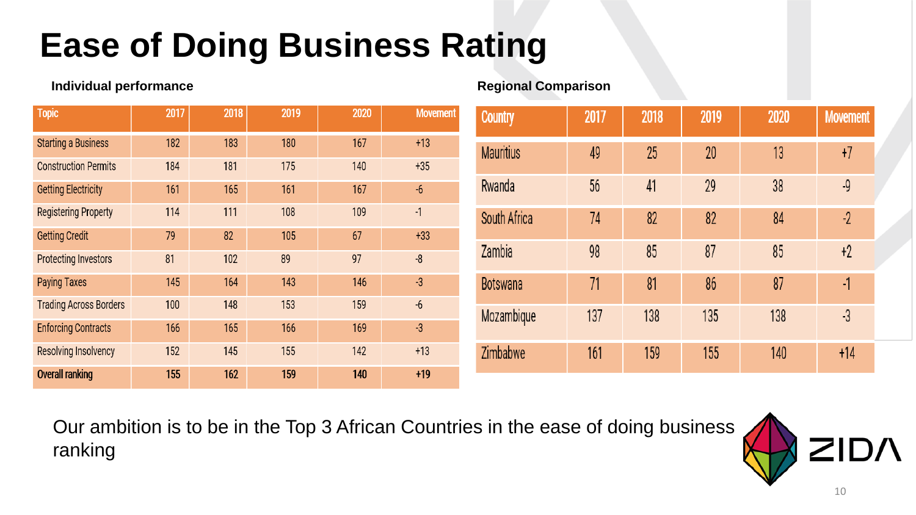# Ease of Doing Business Rating

**Individual performance**

| Topic | 2017 | 2018 | 2019 | 2020 | Movement |
|---|---|---|---|---|---|
| Starting a Business | 182 | 183 | 180 | 167 | +13 |
| Construction Permits | 184 | 181 | 175 | 140 | +35 |
| Getting Electricity | 161 | 165 | 161 | 167 | -6 |
| Registering Property | 114 | 111 | 108 | 109 | -1 |
| Getting Credit | 79 | 82 | 105 | 67 | +33 |
| Protecting Investors | 81 | 102 | 89 | 97 | -8 |
| Paying Taxes | 145 | 164 | 143 | 146 | -3 |
| Trading Across Borders | 100 | 148 | 153 | 159 | -6 |
| Enforcing Contracts | 166 | 165 | 166 | 169 | -3 |
| Resolving Insolvency | 152 | 145 | 155 | 142 | +13 |
| **Overall ranking** | **155** | **162** | **159** | **140** | **+19** |

**Regional Comparison**

| Country | 2017 | 2018 | 2019 | 2020 | Movement |
|---|---|---|---|---|---|
| Mauritius | 49 | 25 | 20 | 13 | +7 |
| Rwanda | 56 | 41 | 29 | 38 | -9 |
| South Africa | 74 | 82 | 82 | 84 | -2 |
| Zambia | 98 | 85 | 87 | 85 | +2 |
| Botswana | 71 | 81 | 86 | 87 | -1 |
| Mozambique | 137 | 138 | 135 | 138 | -3 |
| Zimbabwe | 161 | 159 | 155 | 140 | +14 |

Our ambition is to be in the Top 3 African Countries in the ease of doing business ranking

ZIDA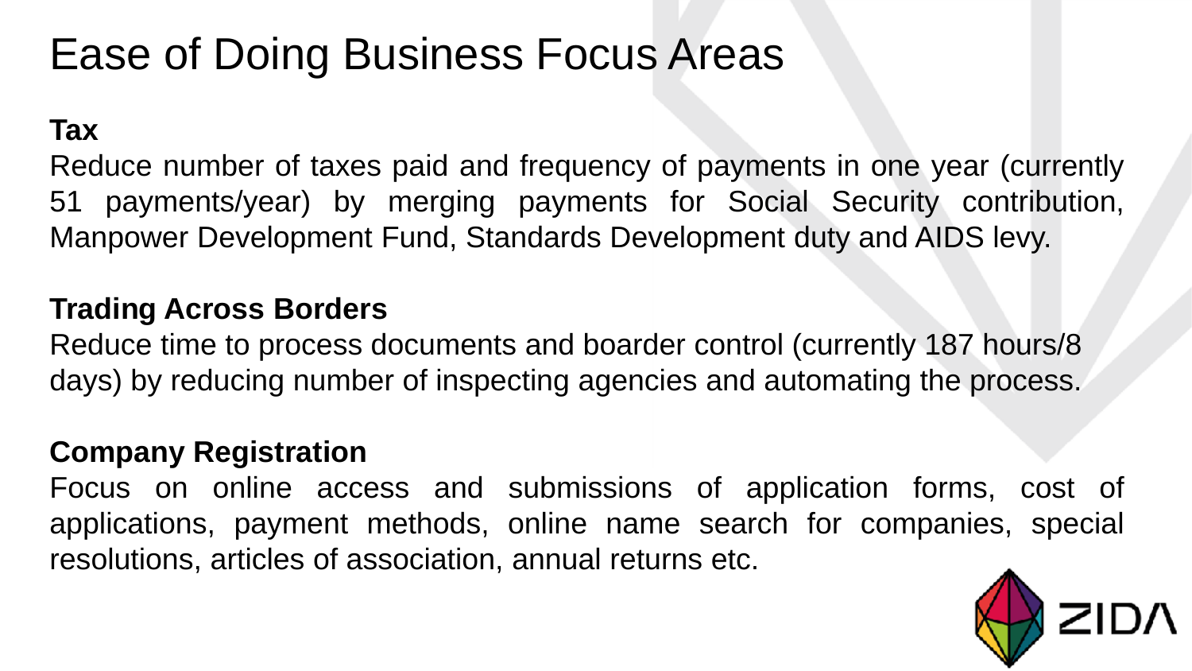# Ease of Doing Business Focus Areas

**Tax**

Reduce number of taxes paid and frequency of payments in one year (currently 51 payments/year) by merging payments for Social Security contribution, Manpower Development Fund, Standards Development duty and AIDS levy.

**Trading Across Borders**

Reduce time to process documents and boarder control (currently 187 hours/8 days) by reducing number of inspecting agencies and automating the process.

**Company Registration**

Focus on online access and submissions of application forms, cost of applications, payment methods, online name search for companies, special resolutions, articles of association, annual returns etc.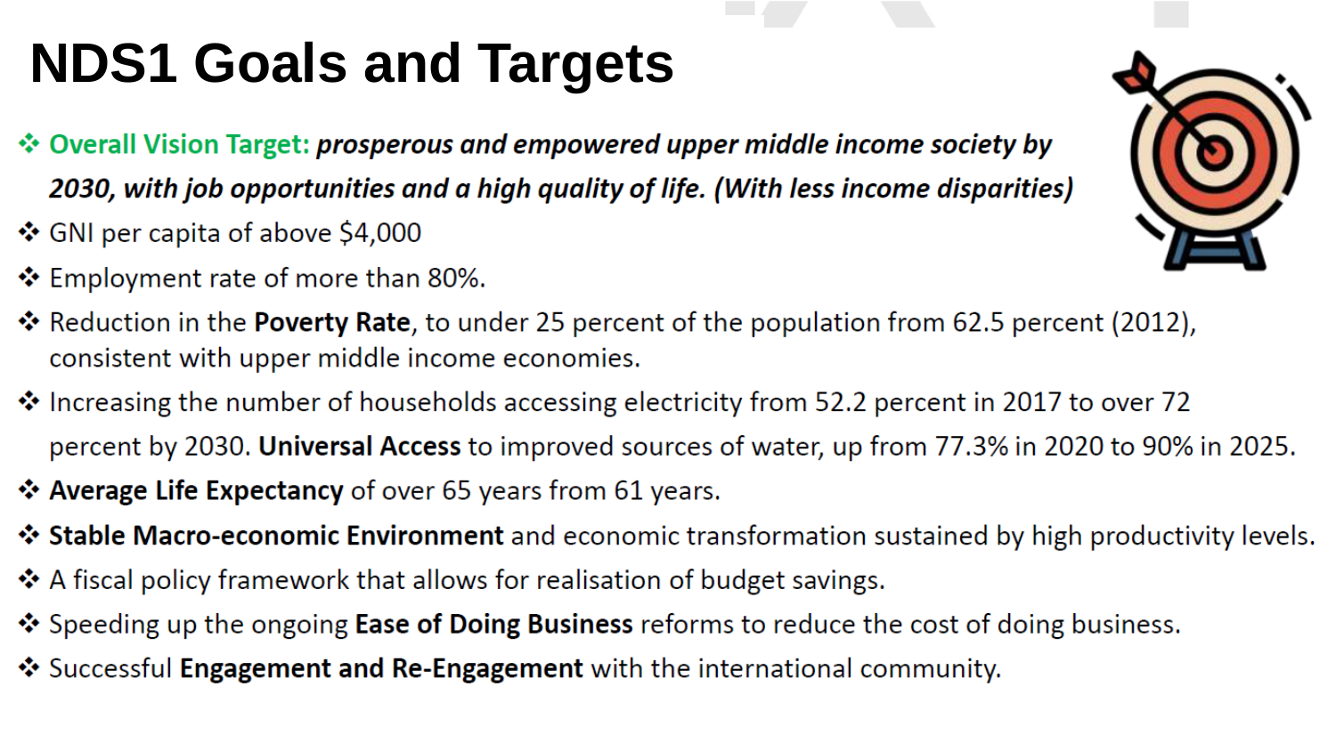# NDS1 Goals and Targets

- **Overall Vision Target:** ***prosperous and empowered upper middle income society by 2030, with job opportunities and a high quality of life. (With less income disparities)***
- GNI per capita of above $4,000
- Employment rate of more than 80%.
- Reduction in the **Poverty Rate**, to under 25 percent of the population from 62.5 percent (2012), consistent with upper middle income economies.
- Increasing the number of households accessing electricity from 52.2 percent in 2017 to over 72 percent by 2030. **Universal Access** to improved sources of water, up from 77.3% in 2020 to 90% in 2025.
- **Average Life Expectancy** of over 65 years from 61 years.
- **Stable Macro-economic Environment** and economic transformation sustained by high productivity levels.
- A fiscal policy framework that allows for realisation of budget savings.
- Speeding up the ongoing **Ease of Doing Business** reforms to reduce the cost of doing business.
- Successful **Engagement and Re-Engagement** with the international community.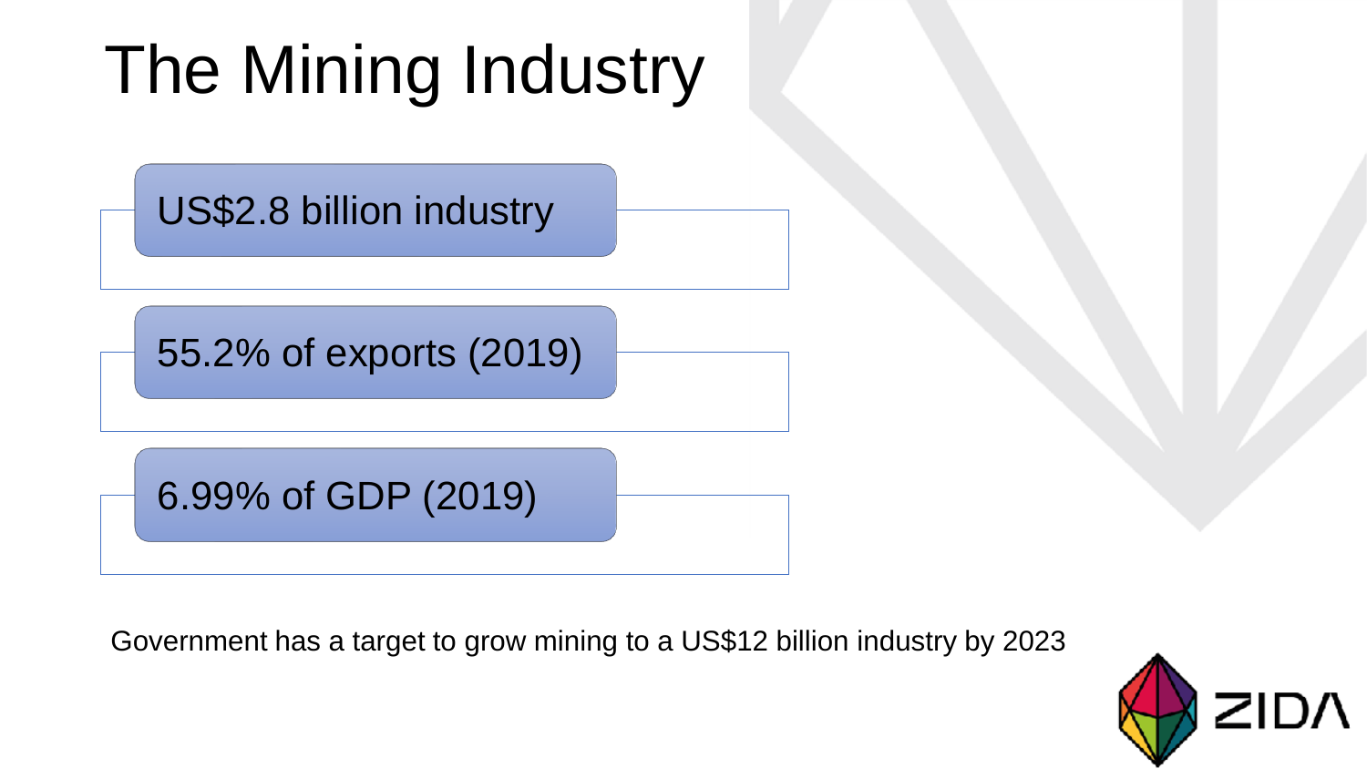# The Mining Industry

- US$2.8 billion industry
- 55.2% of exports (2019)
- 6.99% of GDP (2019)

Government has a target to grow mining to a US$12 billion industry by 2023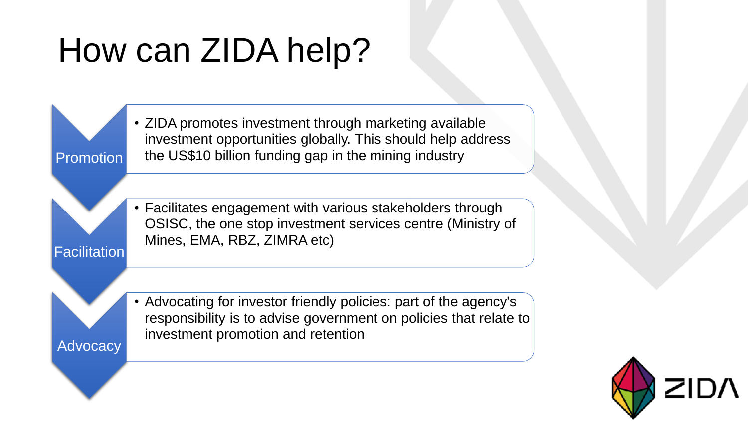# How can ZIDA help?

**Promotion**

- ZIDA promotes investment through marketing available investment opportunities globally. This should help address the US$10 billion funding gap in the mining industry

**Facilitation**

- Facilitates engagement with various stakeholders through OSISC, the one stop investment services centre (Ministry of Mines, EMA, RBZ, ZIMRA etc)

**Advocacy**

- Advocating for investor friendly policies: part of the agency's responsibility is to advise government on policies that relate to investment promotion and retention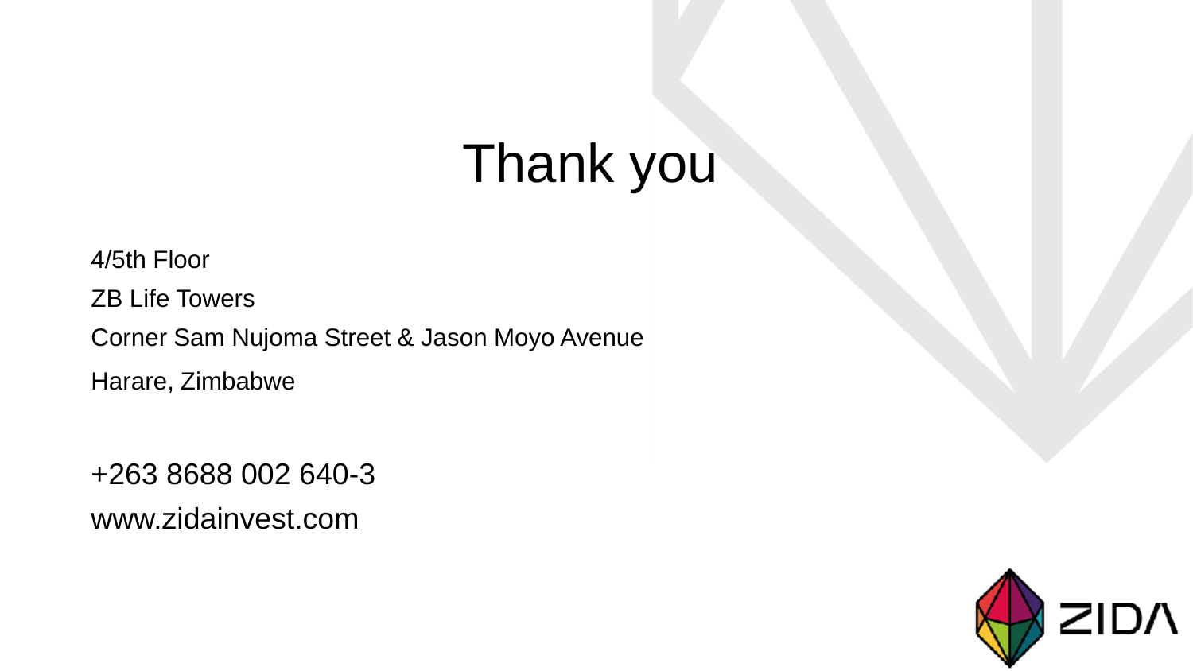# Thank you

4/5th Floor

ZB Life Towers

Corner Sam Nujoma Street & Jason Moyo Avenue

Harare, Zimbabwe

+263 8688 002 640-3

www.zidainvest.com

ZIDA